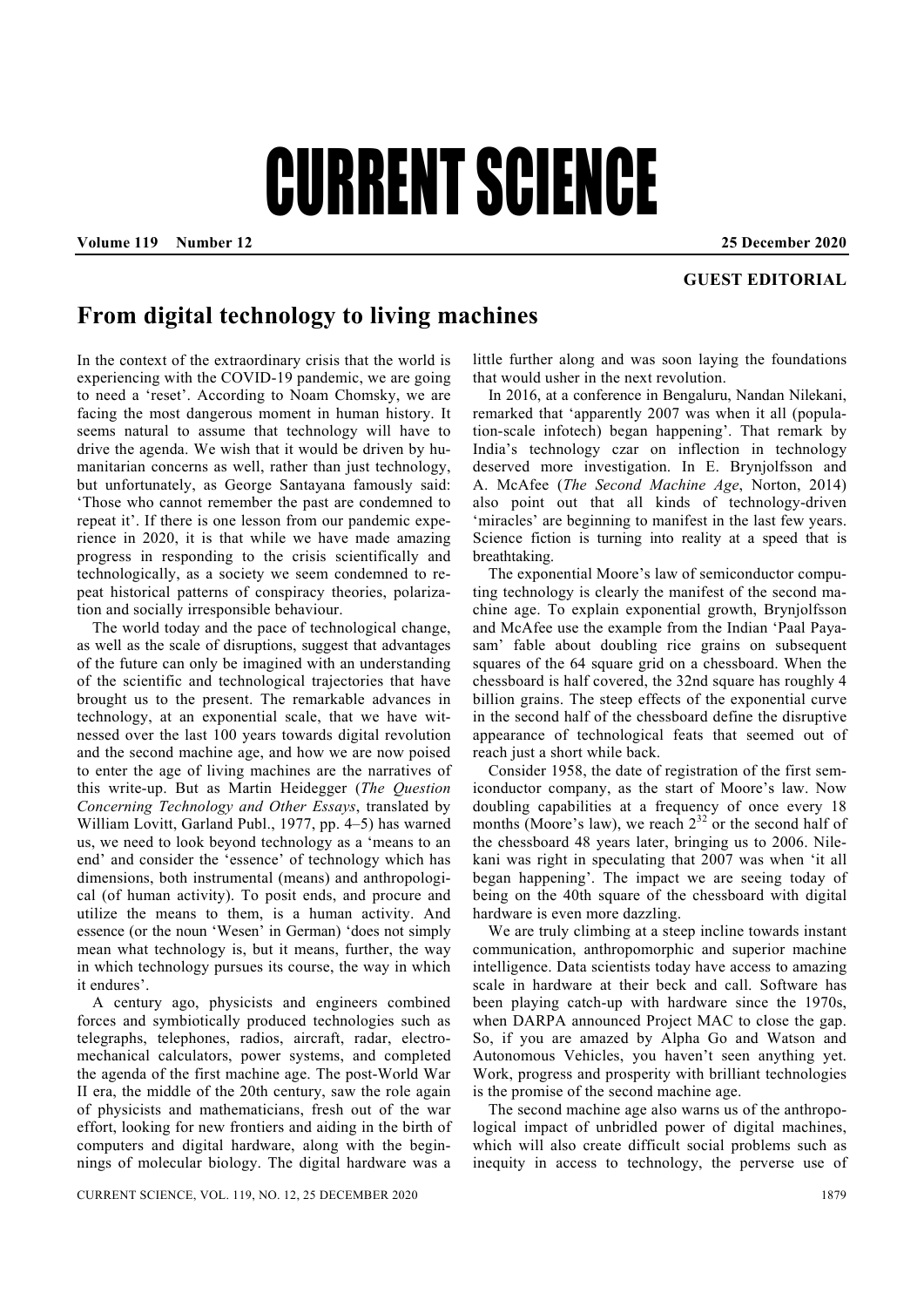# CURRENT SCIENCE

**Volume 119 Number 12 25 December 2020**

**GUEST EDITORIAL**

## From digital technology to living machines

In the context of the extraordinary crisis that the world is experiencing with the COVID-19 pandemic, we are going to need a 'reset'. According to Noam Chomsky, we are facing the most dangerous moment in human history. It seems natural to assume that technology will have to drive the agenda. We wish that it would be driven by humanitarian concerns as well, rather than just technology, but unfortunately, as George Santayana famously said: 'Those who cannot remember the past are condemned to repeat it'. If there is one lesson from our pandemic experience in 2020, it is that while we have made amazing progress in responding to the crisis scientifically and technologically, as a society we seem condemned to repeat historical patterns of conspiracy theories, polarization and socially irresponsible behaviour.

The world today and the pace of technological change, as well as the scale of disruptions, suggest that advantages of the future can only be imagined with an understanding of the scientific and technological trajectories that have brought us to the present. The remarkable advances in technology, at an exponential scale, that we have witnessed over the last 100 years towards digital revolution and the second machine age, and how we are now poised to enter the age of living machines are the narratives of this write-up. But as Martin Heidegger (*The Question Concerning Technology and Other Essays*, translated by William Lovitt, Garland Publ., 1977, pp. 4–5) has warned us, we need to look beyond technology as a 'means to an end' and consider the 'essence' of technology which has dimensions, both instrumental (means) and anthropological (of human activity). To posit ends, and procure and utilize the means to them, is a human activity. And essence (or the noun 'Wesen' in German) 'does not simply mean what technology is, but it means, further, the way in which technology pursues its course, the way in which it endures'.

A century ago, physicists and engineers combined forces and symbiotically produced technologies such as telegraphs, telephones, radios, aircraft, radar, electromechanical calculators, power systems, and completed the agenda of the first machine age. The post-World War II era, the middle of the 20th century, saw the role again of physicists and mathematicians, fresh out of the war effort, looking for new frontiers and aiding in the birth of computers and digital hardware, along with the beginnings of molecular biology. The digital hardware was a little further along and was soon laying the foundations that would usher in the next revolution.

In 2016, at a conference in Bengaluru, Nandan Nilekani, remarked that 'apparently 2007 was when it all (population-scale infotech) began happening'. That remark by India's technology czar on inflection in technology deserved more investigation. In E. Brynjolfsson and A. McAfee (*The Second Machine Age*, Norton, 2014) also point out that all kinds of technology-driven 'miracles' are beginning to manifest in the last few years. Science fiction is turning into reality at a speed that is breathtaking.

The exponential Moore's law of semiconductor computing technology is clearly the manifest of the second machine age. To explain exponential growth, Brynjolfsson and McAfee use the example from the Indian 'Paal Payasam' fable about doubling rice grains on subsequent squares of the 64 square grid on a chessboard. When the chessboard is half covered, the 32nd square has roughly 4 billion grains. The steep effects of the exponential curve in the second half of the chessboard define the disruptive appearance of technological feats that seemed out of reach just a short while back.

Consider 1958, the date of registration of the first semiconductor company, as the start of Moore's law. Now doubling capabilities at a frequency of once every 18 months (Moore's law), we reach $2^{32}$ or the second half of the chessboard 48 years later, bringing us to 2006. Nilekani was right in speculating that 2007 was when 'it all began happening'. The impact we are seeing today of being on the 40th square of the chessboard with digital hardware is even more dazzling.

We are truly climbing at a steep incline towards instant communication, anthropomorphic and superior machine intelligence. Data scientists today have access to amazing scale in hardware at their beck and call. Software has been playing catch-up with hardware since the 1970s, when DARPA announced Project MAC to close the gap. So, if you are amazed by Alpha Go and Watson and Autonomous Vehicles, you haven't seen anything yet. Work, progress and prosperity with brilliant technologies is the promise of the second machine age.

The second machine age also warns us of the anthropological impact of unbridled power of digital machines, which will also create difficult social problems such as inequity in access to technology, the perverse use of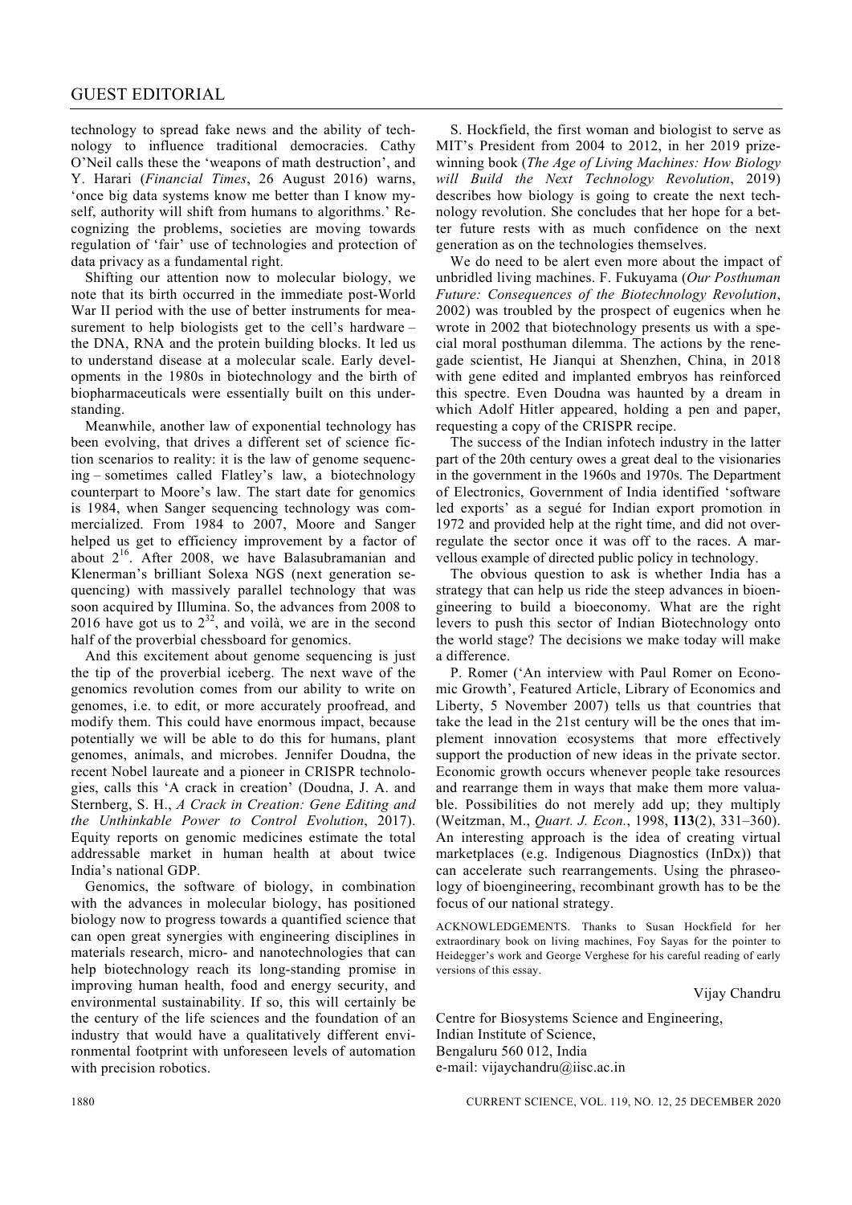technology to spread fake news and the ability of technology to influence traditional democracies. Cathy O'Neil calls these the 'weapons of math destruction', and Y. Harari (*Financial Times*, 26 August 2016) warns, 'once big data systems know me better than I know myself, authority will shift from humans to algorithms.' Recognizing the problems, societies are moving towards regulation of 'fair' use of technologies and protection of data privacy as a fundamental right.

Shifting our attention now to molecular biology, we note that its birth occurred in the immediate post-World War II period with the use of better instruments for measurement to help biologists get to the cell's hardware – the DNA, RNA and the protein building blocks. It led us to understand disease at a molecular scale. Early developments in the 1980s in biotechnology and the birth of biopharmaceuticals were essentially built on this understanding.

Meanwhile, another law of exponential technology has been evolving, that drives a different set of science fiction scenarios to reality: it is the law of genome sequencing – sometimes called Flatley's law, a biotechnology counterpart to Moore's law. The start date for genomics is 1984, when Sanger sequencing technology was commercialized. From 1984 to 2007, Moore and Sanger helped us get to efficiency improvement by a factor of about $2^{16}$. After 2008, we have Balasubramanian and Klenerman's brilliant Solexa NGS (next generation sequencing) with massively parallel technology that was soon acquired by Illumina. So, the advances from 2008 to 2016 have got us to $2^{32}$, and voilà, we are in the second half of the proverbial chessboard for genomics.

And this excitement about genome sequencing is just the tip of the proverbial iceberg. The next wave of the genomics revolution comes from our ability to write on genomes, i.e. to edit, or more accurately proofread, and modify them. This could have enormous impact, because potentially we will be able to do this for humans, plant genomes, animals, and microbes. Jennifer Doudna, the recent Nobel laureate and a pioneer in CRISPR technologies, calls this 'A crack in creation' (Doudna, J. A. and Sternberg, S. H., *A Crack in Creation: Gene Editing and the Unthinkable Power to Control Evolution*, 2017). Equity reports on genomic medicines estimate the total addressable market in human health at about twice India's national GDP.

Genomics, the software of biology, in combination with the advances in molecular biology, has positioned biology now to progress towards a quantified science that can open great synergies with engineering disciplines in materials research, micro- and nanotechnologies that can help biotechnology reach its long-standing promise in improving human health, food and energy security, and environmental sustainability. If so, this will certainly be the century of the life sciences and the foundation of an industry that would have a qualitatively different environmental footprint with unforeseen levels of automation with precision robotics.

S. Hockfield, the first woman and biologist to serve as MIT's President from 2004 to 2012, in her 2019 prize-winning book (*The Age of Living Machines: How Biology will Build the Next Technology Revolution*, 2019) describes how biology is going to create the next technology revolution. She concludes that her hope for a better future rests with as much confidence on the next generation as on the technologies themselves.

We do need to be alert even more about the impact of unbridled living machines. F. Fukuyama (*Our Posthuman Future: Consequences of the Biotechnology Revolution*, 2002) was troubled by the prospect of eugenics when he wrote in 2002 that biotechnology presents us with a special moral posthuman dilemma. The actions by the renegade scientist, He Jianqui at Shenzhen, China, in 2018 with gene edited and implanted embryos has reinforced this spectre. Even Doudna was haunted by a dream in which Adolf Hitler appeared, holding a pen and paper, requesting a copy of the CRISPR recipe.

The success of the Indian infotech industry in the latter part of the 20th century owes a great deal to the visionaries in the government in the 1960s and 1970s. The Department of Electronics, Government of India identified 'software led exports' as a segué for Indian export promotion in 1972 and provided help at the right time, and did not overregulate the sector once it was off to the races. A marvellous example of directed public policy in technology.

The obvious question to ask is whether India has a strategy that can help us ride the steep advances in bioengineering to build a bioeconomy. What are the right levers to push this sector of Indian Biotechnology onto the world stage? The decisions we make today will make a difference.

P. Romer ('An interview with Paul Romer on Economic Growth', Featured Article, Library of Economics and Liberty, 5 November 2007) tells us that countries that take the lead in the 21st century will be the ones that implement innovation ecosystems that more effectively support the production of new ideas in the private sector. Economic growth occurs whenever people take resources and rearrange them in ways that make them more valuable. Possibilities do not merely add up; they multiply (Weitzman, M., *Quart. J. Econ.*, 1998, **113**(2), 331–360). An interesting approach is the idea of creating virtual marketplaces (e.g. Indigenous Diagnostics (InDx)) that can accelerate such rearrangements. Using the phraseology of bioengineering, recombinant growth has to be the focus of our national strategy.

ACKNOWLEDGEMENTS. Thanks to Susan Hockfield for her extraordinary book on living machines, Foy Sayas for the pointer to Heidegger's work and George Verghese for his careful reading of early versions of this essay.

Vijay Chandru

Centre for Biosystems Science and Engineering,
Indian Institute of Science,
Bengaluru 560 012, India
e-mail: vijaychandru@iisc.ac.in